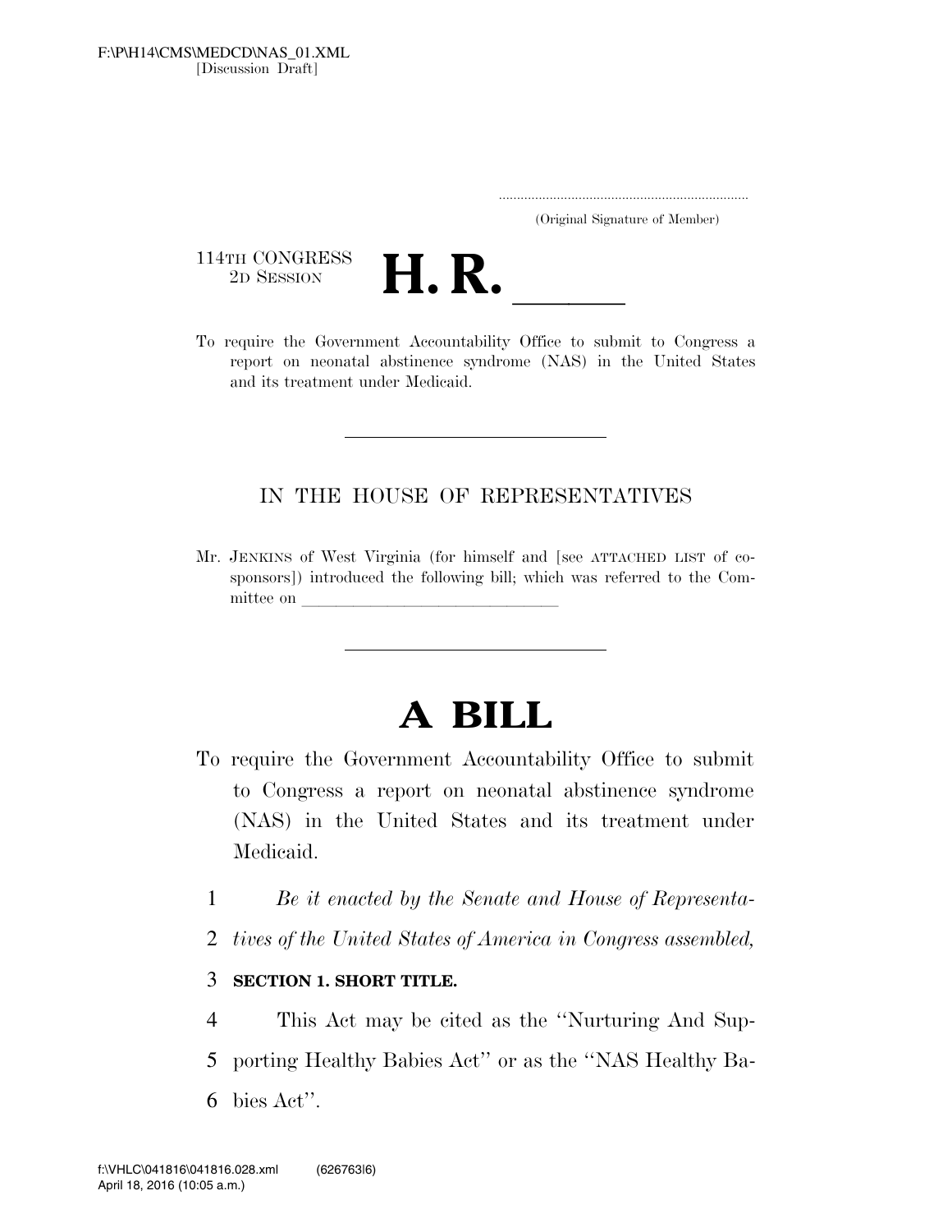F:\P\H14\CMS\MEDCD\NAS_01.XML
[Discussion Draft]

.....................................................................
(Original Signature of Member)

114TH CONGRESS
2D SESSION

# H. R. \_\_\_\_\_\_

To require the Government Accountability Office to submit to Congress a report on neonatal abstinence syndrome (NAS) in the United States and its treatment under Medicaid.

---

IN THE HOUSE OF REPRESENTATIVES

Mr. JENKINS of West Virginia (for himself and [see ATTACHED LIST of cosponsors]) introduced the following bill; which was referred to the Committee on \_\_\_\_\_\_\_\_\_\_\_\_\_\_\_\_\_\_\_\_\_\_\_\_\_\_\_\_\_\_

---

# A BILL

To require the Government Accountability Office to submit to Congress a report on neonatal abstinence syndrome (NAS) in the United States and its treatment under Medicaid.

1 *Be it enacted by the Senate and House of Representa-*
2 *tives of the United States of America in Congress assembled,*

3 **SECTION 1. SHORT TITLE.**

4 This Act may be cited as the ''Nurturing And Sup-
5 porting Healthy Babies Act'' or as the ''NAS Healthy Ba-
6 bies Act''.

f:\VHLC\041816\041816.028.xml (626763|6)
April 18, 2016 (10:05 a.m.)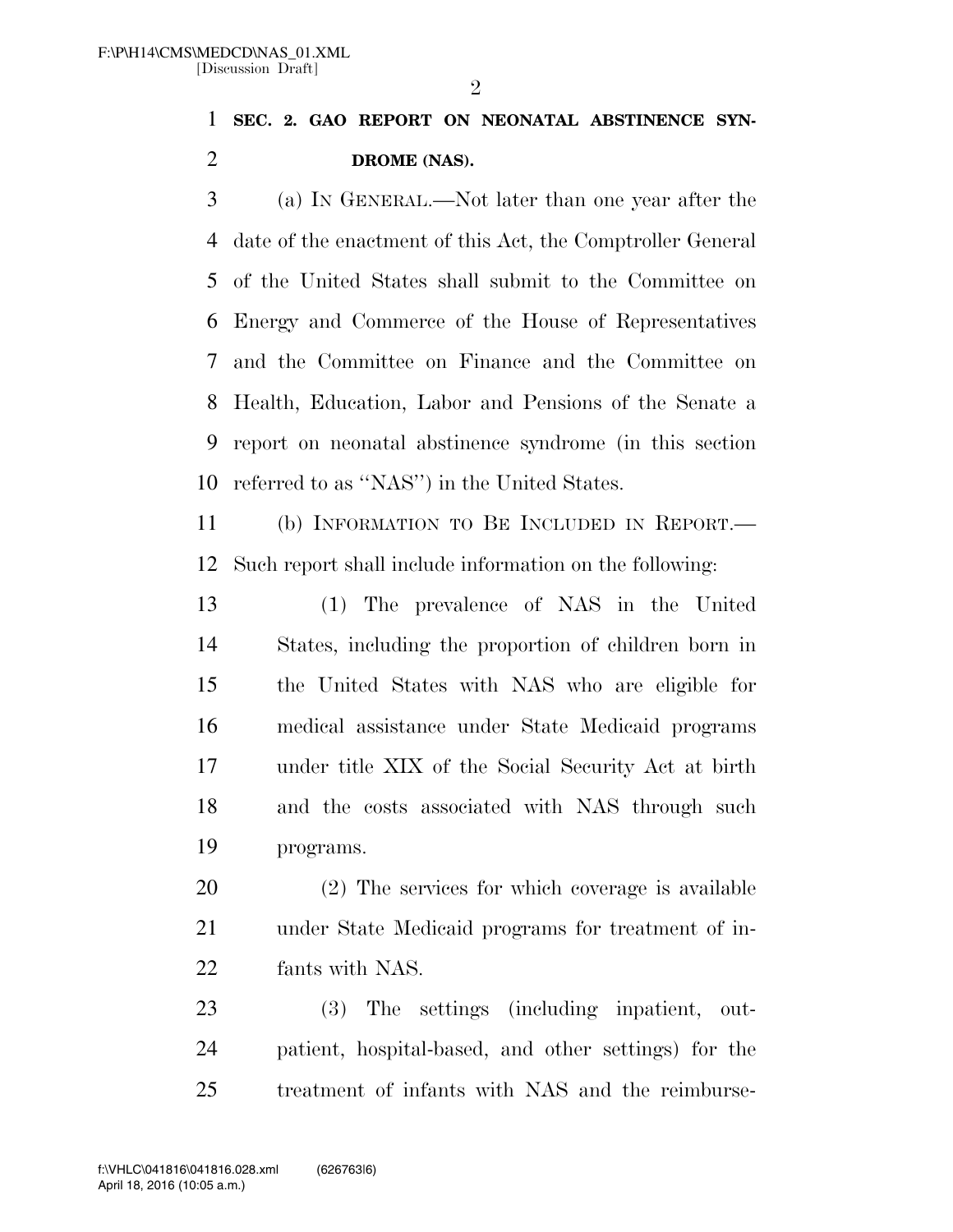**SEC. 2. GAO REPORT ON NEONATAL ABSTINENCE SYNDROME (NAS).**

(a) IN GENERAL.—Not later than one year after the date of the enactment of this Act, the Comptroller General of the United States shall submit to the Committee on Energy and Commerce of the House of Representatives and the Committee on Finance and the Committee on Health, Education, Labor and Pensions of the Senate a report on neonatal abstinence syndrome (in this section referred to as "NAS") in the United States.

(b) INFORMATION TO BE INCLUDED IN REPORT.—Such report shall include information on the following:

(1) The prevalence of NAS in the United States, including the proportion of children born in the United States with NAS who are eligible for medical assistance under State Medicaid programs under title XIX of the Social Security Act at birth and the costs associated with NAS through such programs.

(2) The services for which coverage is available under State Medicaid programs for treatment of infants with NAS.

(3) The settings (including inpatient, outpatient, hospital-based, and other settings) for the treatment of infants with NAS and the reimburse-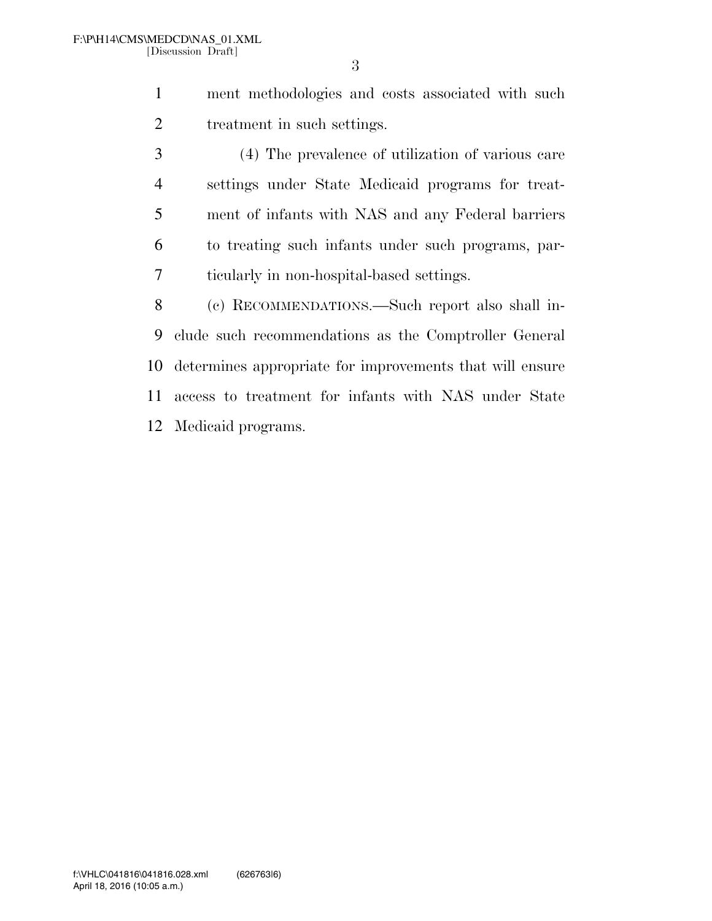ment methodologies and costs associated with such treatment in such settings.

(4) The prevalence of utilization of various care settings under State Medicaid programs for treatment of infants with NAS and any Federal barriers to treating such infants under such programs, particularly in non-hospital-based settings.

(c) RECOMMENDATIONS.—Such report also shall include such recommendations as the Comptroller General determines appropriate for improvements that will ensure access to treatment for infants with NAS under State Medicaid programs.